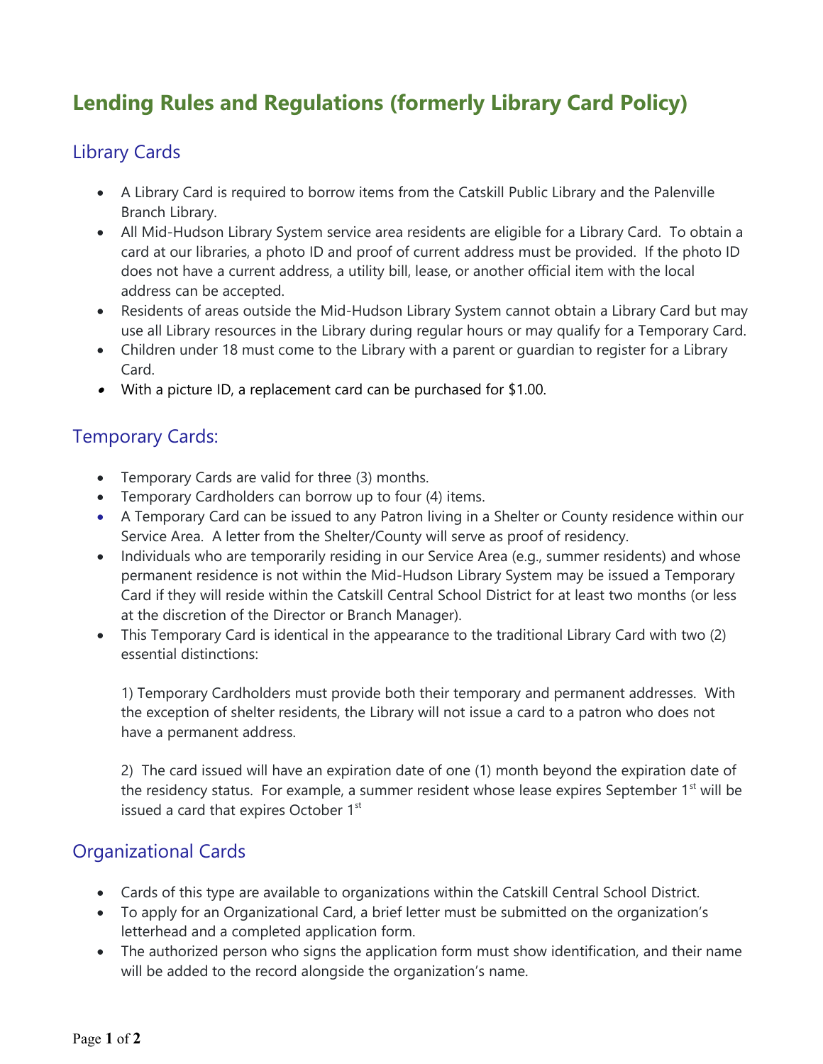# Lending Rules and Regulations (formerly Library Card Policy)

## Library Cards

- A Library Card is required to borrow items from the Catskill Public Library and the Palenville Branch Library.
- All Mid-Hudson Library System service area residents are eligible for a Library Card. To obtain a card at our libraries, a photo ID and proof of current address must be provided. If the photo ID does not have a current address, a utility bill, lease, or another official item with the local address can be accepted.
- Residents of areas outside the Mid-Hudson Library System cannot obtain a Library Card but may use all Library resources in the Library during regular hours or may qualify for a Temporary Card.
- Children under 18 must come to the Library with a parent or guardian to register for a Library Card.
- With a picture ID, a replacement card can be purchased for $1.00.

## Temporary Cards:

- Temporary Cards are valid for three (3) months.
- Temporary Cardholders can borrow up to four (4) items.
- A Temporary Card can be issued to any Patron living in a Shelter or County residence within our Service Area. A letter from the Shelter/County will serve as proof of residency.
- Individuals who are temporarily residing in our Service Area (e.g., summer residents) and whose permanent residence is not within the Mid-Hudson Library System may be issued a Temporary Card if they will reside within the Catskill Central School District for at least two months (or less at the discretion of the Director or Branch Manager).
- This Temporary Card is identical in the appearance to the traditional Library Card with two (2) essential distinctions:

  1) Temporary Cardholders must provide both their temporary and permanent addresses. With the exception of shelter residents, the Library will not issue a card to a patron who does not have a permanent address.

  2) The card issued will have an expiration date of one (1) month beyond the expiration date of the residency status. For example, a summer resident whose lease expires September 1st will be issued a card that expires October 1st

## Organizational Cards

- Cards of this type are available to organizations within the Catskill Central School District.
- To apply for an Organizational Card, a brief letter must be submitted on the organization's letterhead and a completed application form.
- The authorized person who signs the application form must show identification, and their name will be added to the record alongside the organization's name.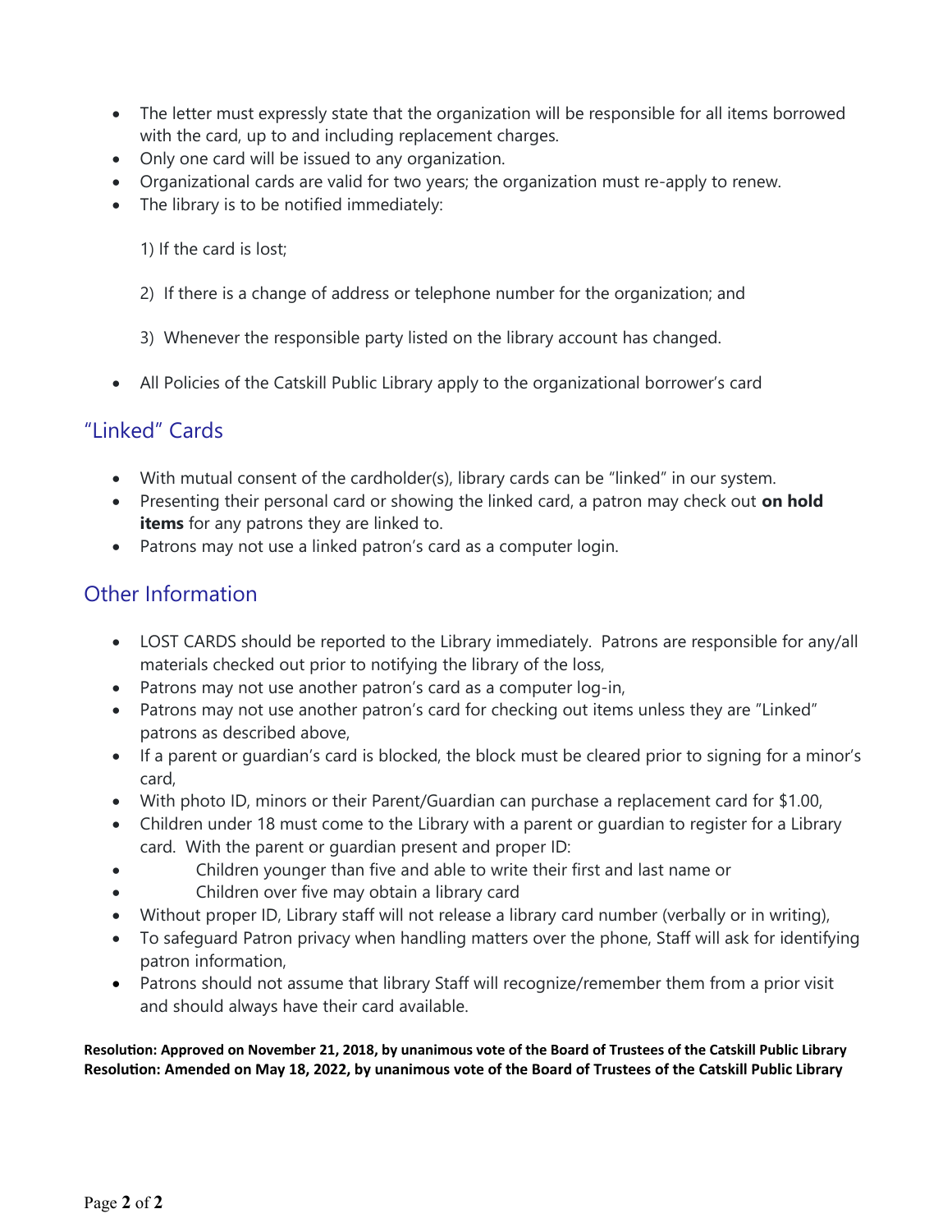- The letter must expressly state that the organization will be responsible for all items borrowed with the card, up to and including replacement charges.
- Only one card will be issued to any organization.
- Organizational cards are valid for two years; the organization must re-apply to renew.
- The library is to be notified immediately:

  1) If the card is lost;

  2) If there is a change of address or telephone number for the organization; and

  3) Whenever the responsible party listed on the library account has changed.

- All Policies of the Catskill Public Library apply to the organizational borrower's card

## "Linked" Cards

- With mutual consent of the cardholder(s), library cards can be "linked" in our system.
- Presenting their personal card or showing the linked card, a patron may check out **on hold items** for any patrons they are linked to.
- Patrons may not use a linked patron's card as a computer login.

## Other Information

- LOST CARDS should be reported to the Library immediately. Patrons are responsible for any/all materials checked out prior to notifying the library of the loss,
- Patrons may not use another patron's card as a computer log-in,
- Patrons may not use another patron's card for checking out items unless they are "Linked" patrons as described above,
- If a parent or guardian's card is blocked, the block must be cleared prior to signing for a minor's card,
- With photo ID, minors or their Parent/Guardian can purchase a replacement card for $1.00,
- Children under 18 must come to the Library with a parent or guardian to register for a Library card. With the parent or guardian present and proper ID:
- Children younger than five and able to write their first and last name or
- Children over five may obtain a library card
- Without proper ID, Library staff will not release a library card number (verbally or in writing),
- To safeguard Patron privacy when handling matters over the phone, Staff will ask for identifying patron information,
- Patrons should not assume that library Staff will recognize/remember them from a prior visit and should always have their card available.

**Resolution: Approved on November 21, 2018, by unanimous vote of the Board of Trustees of the Catskill Public Library**
**Resolution: Amended on May 18, 2022, by unanimous vote of the Board of Trustees of the Catskill Public Library**